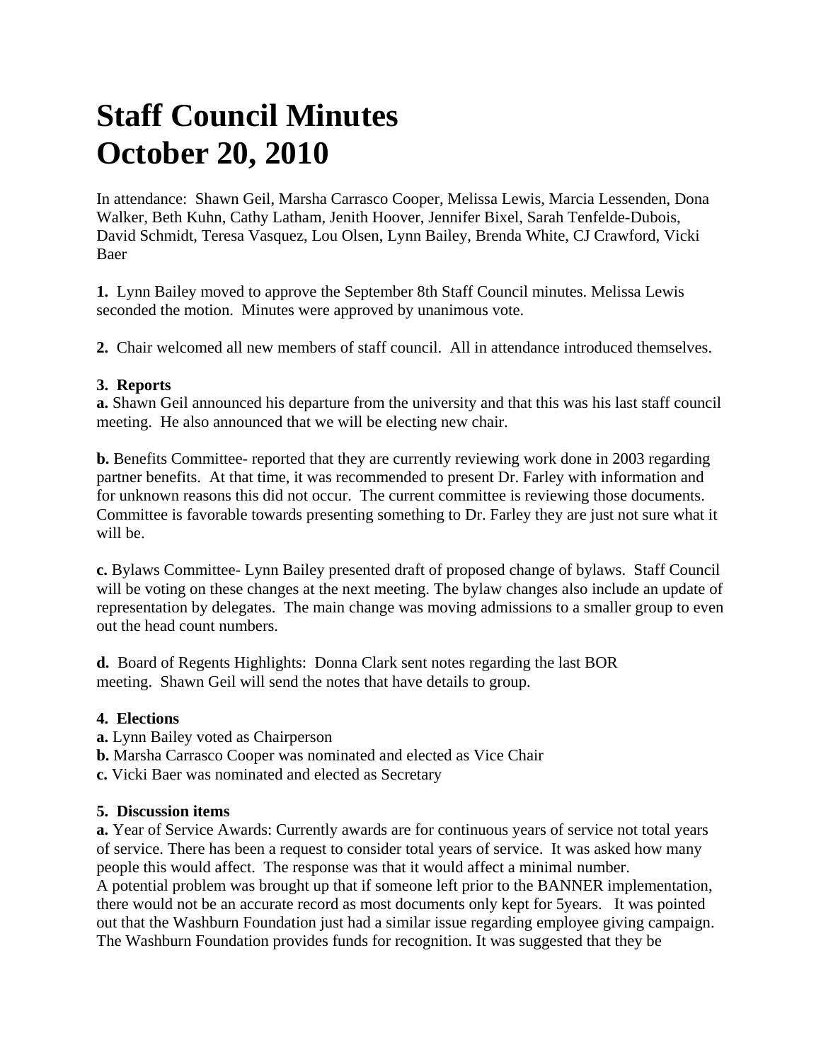# Staff Council Minutes
# October 20, 2010

In attendance: Shawn Geil, Marsha Carrasco Cooper, Melissa Lewis, Marcia Lessenden, Dona Walker, Beth Kuhn, Cathy Latham, Jenith Hoover, Jennifer Bixel, Sarah Tenfelde-Dubois, David Schmidt, Teresa Vasquez, Lou Olsen, Lynn Bailey, Brenda White, CJ Crawford, Vicki Baer

**1.** Lynn Bailey moved to approve the September 8th Staff Council minutes. Melissa Lewis seconded the motion. Minutes were approved by unanimous vote.

**2.** Chair welcomed all new members of staff council. All in attendance introduced themselves.

**3. Reports**

**a.** Shawn Geil announced his departure from the university and that this was his last staff council meeting. He also announced that we will be electing new chair.

**b.** Benefits Committee- reported that they are currently reviewing work done in 2003 regarding partner benefits. At that time, it was recommended to present Dr. Farley with information and for unknown reasons this did not occur. The current committee is reviewing those documents. Committee is favorable towards presenting something to Dr. Farley they are just not sure what it will be.

**c.** Bylaws Committee- Lynn Bailey presented draft of proposed change of bylaws. Staff Council will be voting on these changes at the next meeting. The bylaw changes also include an update of representation by delegates. The main change was moving admissions to a smaller group to even out the head count numbers.

**d.** Board of Regents Highlights: Donna Clark sent notes regarding the last BOR meeting. Shawn Geil will send the notes that have details to group.

**4. Elections**

**a.** Lynn Bailey voted as Chairperson
**b.** Marsha Carrasco Cooper was nominated and elected as Vice Chair
**c.** Vicki Baer was nominated and elected as Secretary

**5. Discussion items**

**a.** Year of Service Awards: Currently awards are for continuous years of service not total years of service. There has been a request to consider total years of service. It was asked how many people this would affect. The response was that it would affect a minimal number.
A potential problem was brought up that if someone left prior to the BANNER implementation, there would not be an accurate record as most documents only kept for 5years. It was pointed out that the Washburn Foundation just had a similar issue regarding employee giving campaign. The Washburn Foundation provides funds for recognition. It was suggested that they be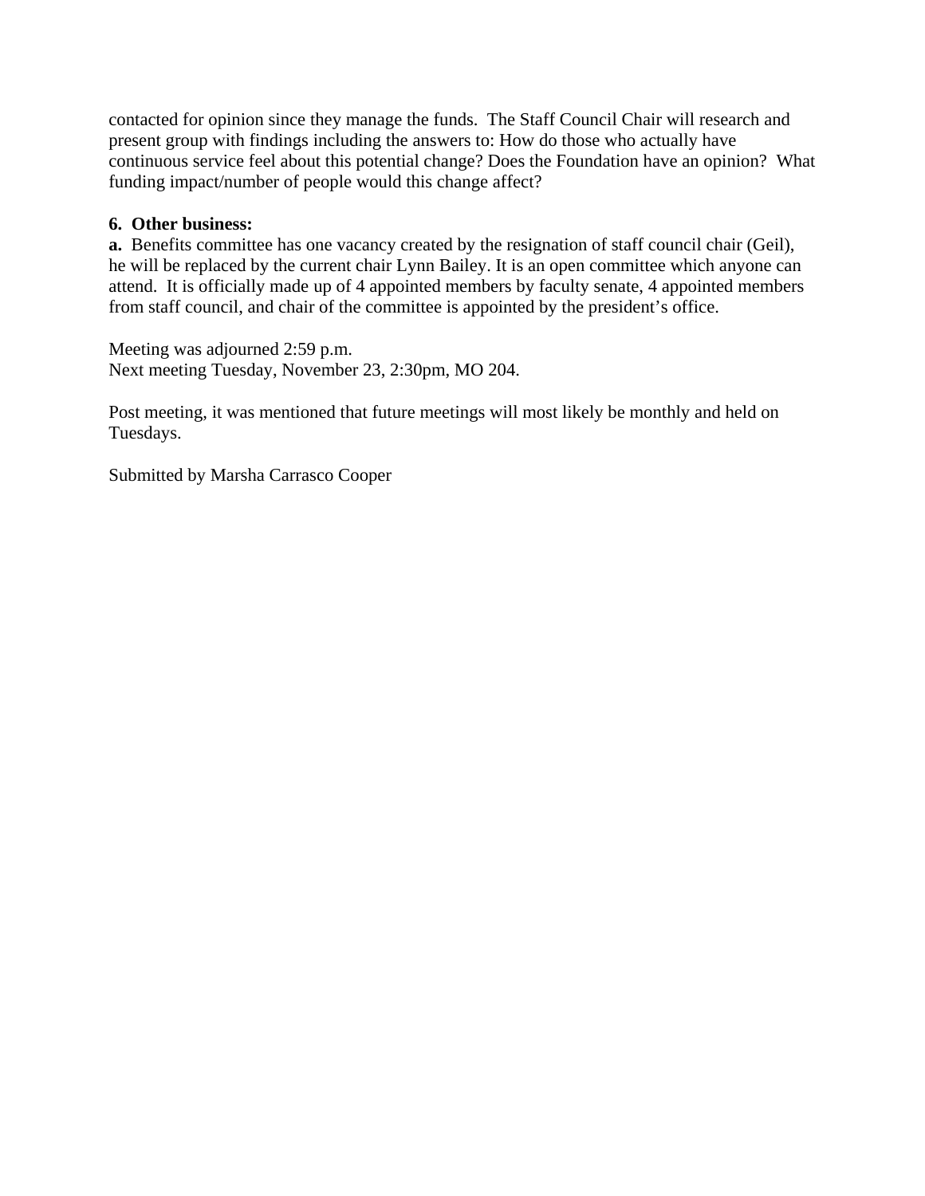contacted for opinion since they manage the funds. The Staff Council Chair will research and present group with findings including the answers to: How do those who actually have continuous service feel about this potential change? Does the Foundation have an opinion? What funding impact/number of people would this change affect?

**6. Other business:**

**a.** Benefits committee has one vacancy created by the resignation of staff council chair (Geil), he will be replaced by the current chair Lynn Bailey. It is an open committee which anyone can attend. It is officially made up of 4 appointed members by faculty senate, 4 appointed members from staff council, and chair of the committee is appointed by the president's office.

Meeting was adjourned 2:59 p.m.
Next meeting Tuesday, November 23, 2:30pm, MO 204.

Post meeting, it was mentioned that future meetings will most likely be monthly and held on Tuesdays.

Submitted by Marsha Carrasco Cooper